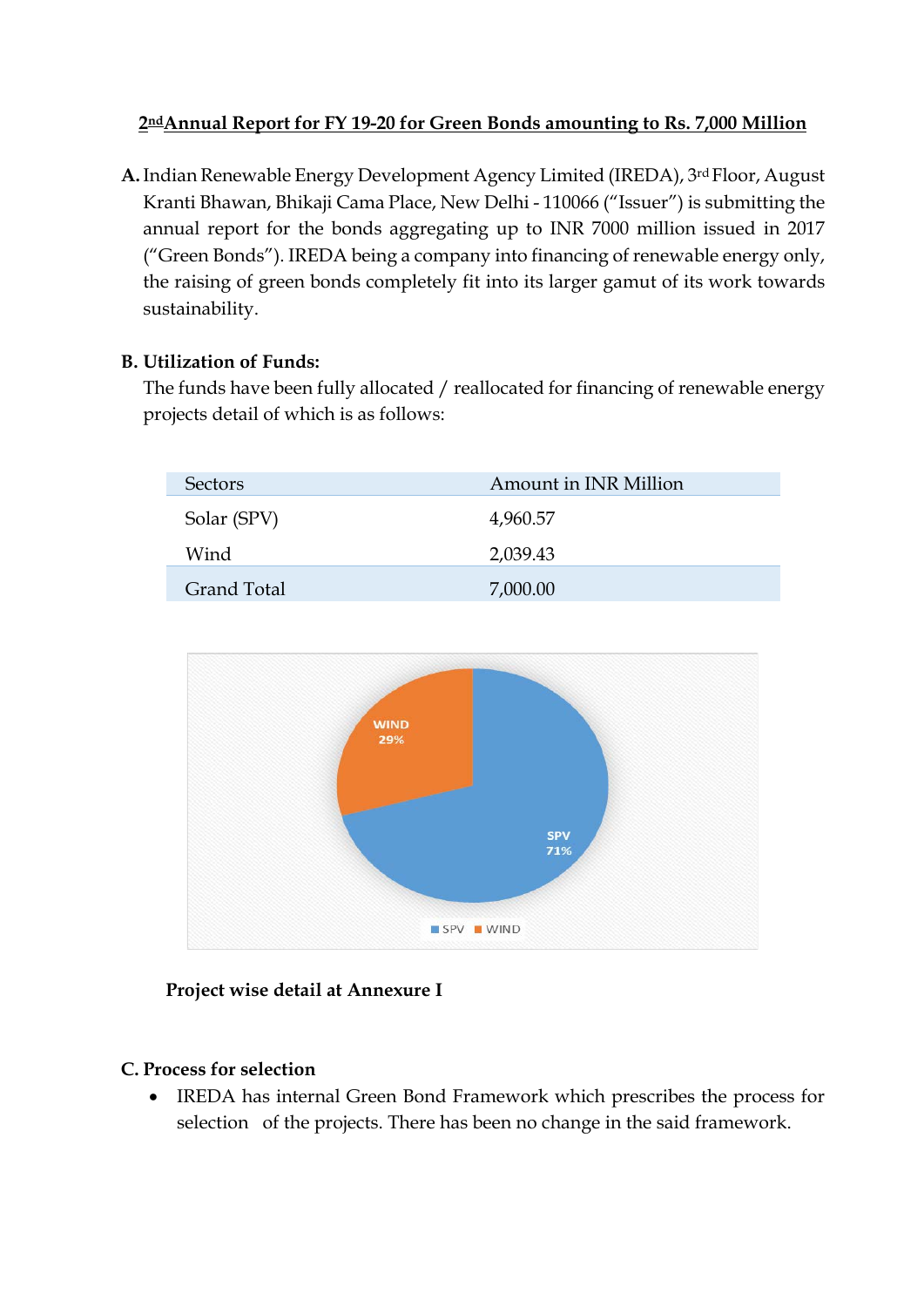# 2nd Annual Report for FY 19-20 for Green Bonds amounting to Rs. 7,000 Million

**A.** Indian Renewable Energy Development Agency Limited (IREDA), 3rd Floor, August Kranti Bhawan, Bhikaji Cama Place, New Delhi - 110066 ("Issuer") is submitting the annual report for the bonds aggregating up to INR 7000 million issued in 2017 ("Green Bonds"). IREDA being a company into financing of renewable energy only, the raising of green bonds completely fit into its larger gamut of its work towards sustainability.

**B. Utilization of Funds:**

The funds have been fully allocated / reallocated for financing of renewable energy projects detail of which is as follows:

| Sectors | Amount in INR Million |
|---|---|
| Solar (SPV) | 4,960.57 |
| Wind | 2,039.43 |
| Grand Total | 7,000.00 |

**Project wise detail at Annexure I**

**C. Process for selection**

- IREDA has internal Green Bond Framework which prescribes the process for selection of the projects. There has been no change in the said framework.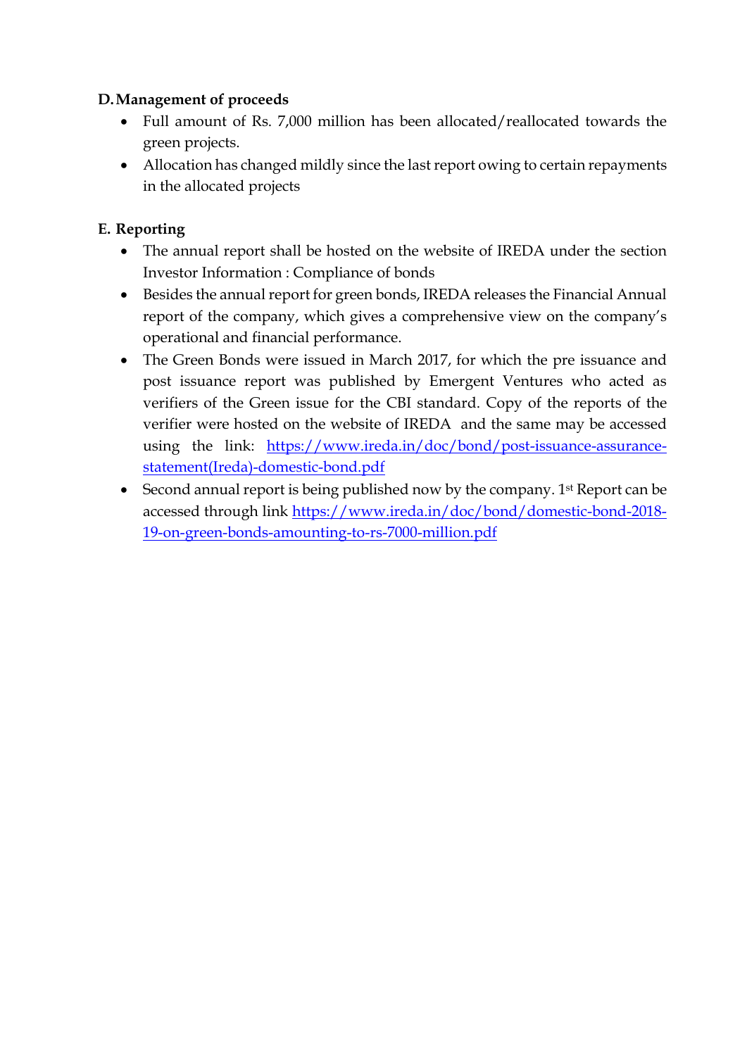**D. Management of proceeds**

- Full amount of Rs. 7,000 million has been allocated/reallocated towards the green projects.
- Allocation has changed mildly since the last report owing to certain repayments in the allocated projects

**E. Reporting**

- The annual report shall be hosted on the website of IREDA under the section Investor Information : Compliance of bonds
- Besides the annual report for green bonds, IREDA releases the Financial Annual report of the company, which gives a comprehensive view on the company's operational and financial performance.
- The Green Bonds were issued in March 2017, for which the pre issuance and post issuance report was published by Emergent Ventures who acted as verifiers of the Green issue for the CBI standard. Copy of the reports of the verifier were hosted on the website of IREDA and the same may be accessed using the link: [https://www.ireda.in/doc/bond/post-issuance-assurance-statement(Ireda)-domestic-bond.pdf](https://www.ireda.in/doc/bond/post-issuance-assurance-statement(Ireda)-domestic-bond.pdf)
- Second annual report is being published now by the company. 1st Report can be accessed through link [https://www.ireda.in/doc/bond/domestic-bond-2018-19-on-green-bonds-amounting-to-rs-7000-million.pdf](https://www.ireda.in/doc/bond/domestic-bond-2018-19-on-green-bonds-amounting-to-rs-7000-million.pdf)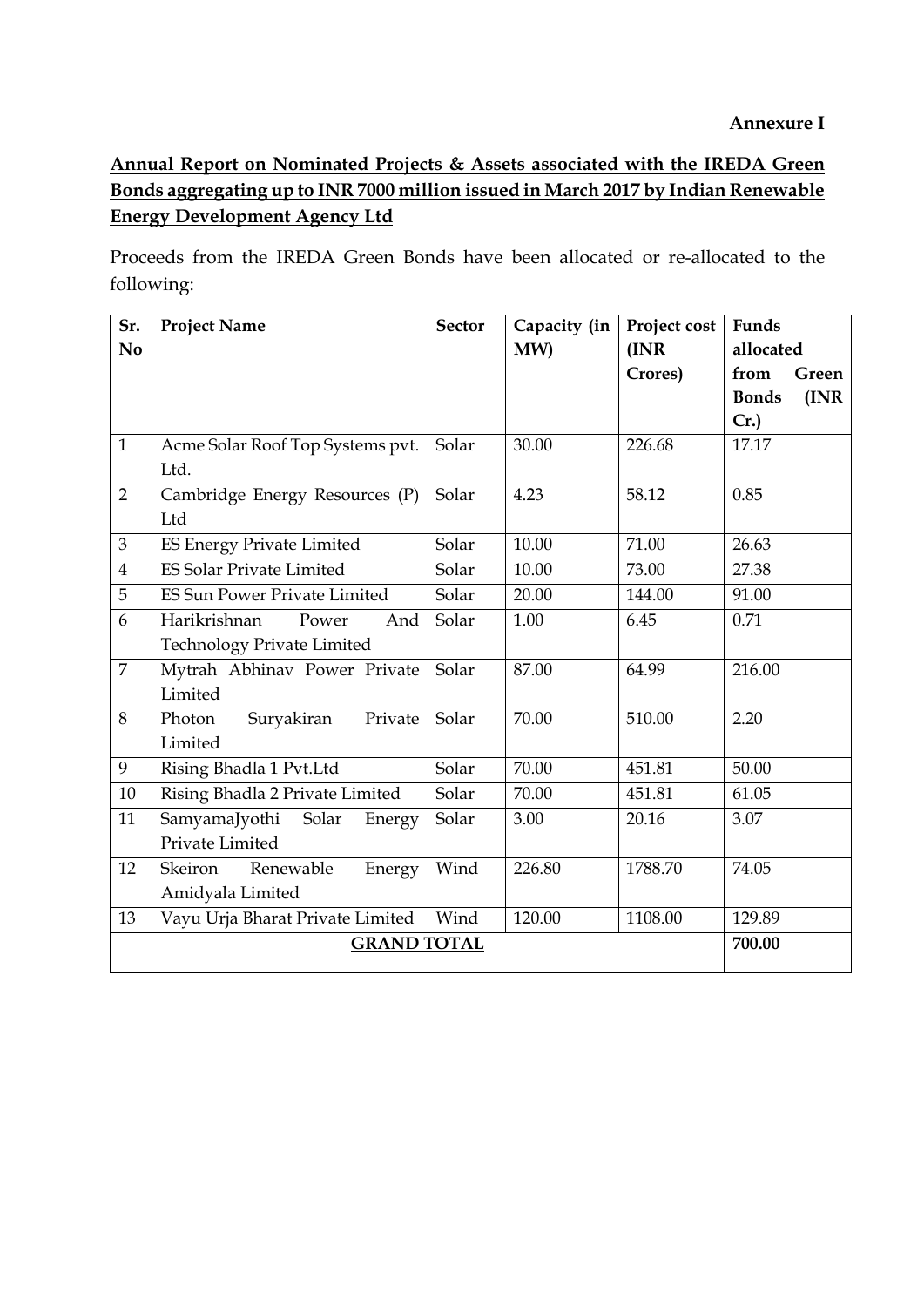**Annexure I**

**Annual Report on Nominated Projects & Assets associated with the IREDA Green Bonds aggregating up to INR 7000 million issued in March 2017 by Indian Renewable Energy Development Agency Ltd**

Proceeds from the IREDA Green Bonds have been allocated or re-allocated to the following:

| Sr. No | Project Name | Sector | Capacity (in MW) | Project cost (INR Crores) | Funds allocated from Green Bonds (INR Cr.) |
|---|---|---|---|---|---|
| 1 | Acme Solar Roof Top Systems pvt. Ltd. | Solar | 30.00 | 226.68 | 17.17 |
| 2 | Cambridge Energy Resources (P) Ltd | Solar | 4.23 | 58.12 | 0.85 |
| 3 | ES Energy Private Limited | Solar | 10.00 | 71.00 | 26.63 |
| 4 | ES Solar Private Limited | Solar | 10.00 | 73.00 | 27.38 |
| 5 | ES Sun Power Private Limited | Solar | 20.00 | 144.00 | 91.00 |
| 6 | Harikrishnan Power And Technology Private Limited | Solar | 1.00 | 6.45 | 0.71 |
| 7 | Mytrah Abhinav Power Private Limited | Solar | 87.00 | 64.99 | 216.00 |
| 8 | Photon Suryakiran Private Limited | Solar | 70.00 | 510.00 | 2.20 |
| 9 | Rising Bhadla 1 Pvt.Ltd | Solar | 70.00 | 451.81 | 50.00 |
| 10 | Rising Bhadla 2 Private Limited | Solar | 70.00 | 451.81 | 61.05 |
| 11 | SamyamaJyothi Solar Energy Private Limited | Solar | 3.00 | 20.16 | 3.07 |
| 12 | Skeiron Renewable Energy Amidyala Limited | Wind | 226.80 | 1788.70 | 74.05 |
| 13 | Vayu Urja Bharat Private Limited | Wind | 120.00 | 1108.00 | 129.89 |
| **GRAND TOTAL** | | | | | **700.00** |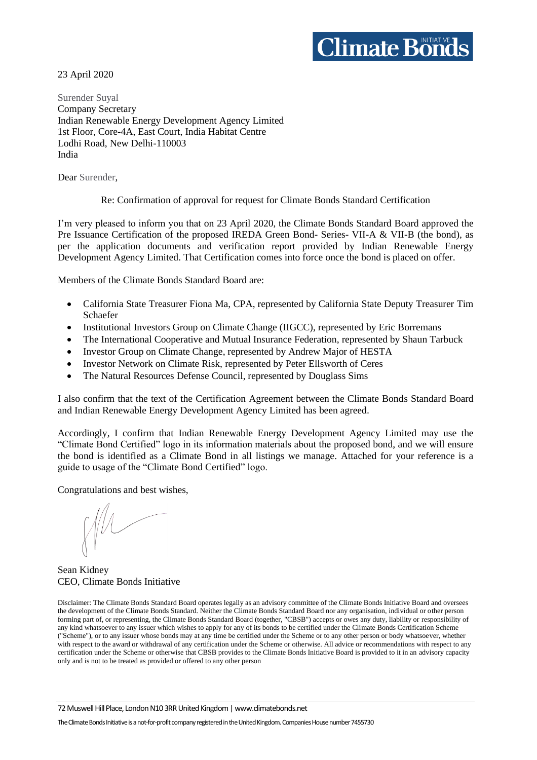Climate Bonds Initiative

23 April 2020

Surender Suyal
Company Secretary
Indian Renewable Energy Development Agency Limited
1st Floor, Core-4A, East Court, India Habitat Centre
Lodhi Road, New Delhi-110003
India

Dear Surender,

Re: Confirmation of approval for request for Climate Bonds Standard Certification

I'm very pleased to inform you that on 23 April 2020, the Climate Bonds Standard Board approved the Pre Issuance Certification of the proposed IREDA Green Bond- Series- VII-A & VII-B (the bond), as per the application documents and verification report provided by Indian Renewable Energy Development Agency Limited. That Certification comes into force once the bond is placed on offer.

Members of the Climate Bonds Standard Board are:

- California State Treasurer Fiona Ma, CPA, represented by California State Deputy Treasurer Tim Schaefer
- Institutional Investors Group on Climate Change (IIGCC), represented by Eric Borremans
- The International Cooperative and Mutual Insurance Federation, represented by Shaun Tarbuck
- Investor Group on Climate Change, represented by Andrew Major of HESTA
- Investor Network on Climate Risk, represented by Peter Ellsworth of Ceres
- The Natural Resources Defense Council, represented by Douglass Sims

I also confirm that the text of the Certification Agreement between the Climate Bonds Standard Board and Indian Renewable Energy Development Agency Limited has been agreed.

Accordingly, I confirm that Indian Renewable Energy Development Agency Limited may use the "Climate Bond Certified" logo in its information materials about the proposed bond, and we will ensure the bond is identified as a Climate Bond in all listings we manage. Attached for your reference is a guide to usage of the "Climate Bond Certified" logo.

Congratulations and best wishes,

Sean Kidney
CEO, Climate Bonds Initiative

Disclaimer: The Climate Bonds Standard Board operates legally as an advisory committee of the Climate Bonds Initiative Board and oversees the development of the Climate Bonds Standard. Neither the Climate Bonds Standard Board nor any organisation, individual or other person forming part of, or representing, the Climate Bonds Standard Board (together, "CBSB") accepts or owes any duty, liability or responsibility of any kind whatsoever to any issuer which wishes to apply for any of its bonds to be certified under the Climate Bonds Certification Scheme ("Scheme"), or to any issuer whose bonds may at any time be certified under the Scheme or to any other person or body whatsoever, whether with respect to the award or withdrawal of any certification under the Scheme or otherwise. All advice or recommendations with respect to any certification under the Scheme or otherwise that CBSB provides to the Climate Bonds Initiative Board is provided to it in an advisory capacity only and is not to be treated as provided or offered to any other person

72 Muswell Hill Place, London N10 3RR United Kingdom | www.climatebonds.net

The Climate Bonds Initiative is a not-for-profit company registered in the United Kingdom. Companies House number 7455730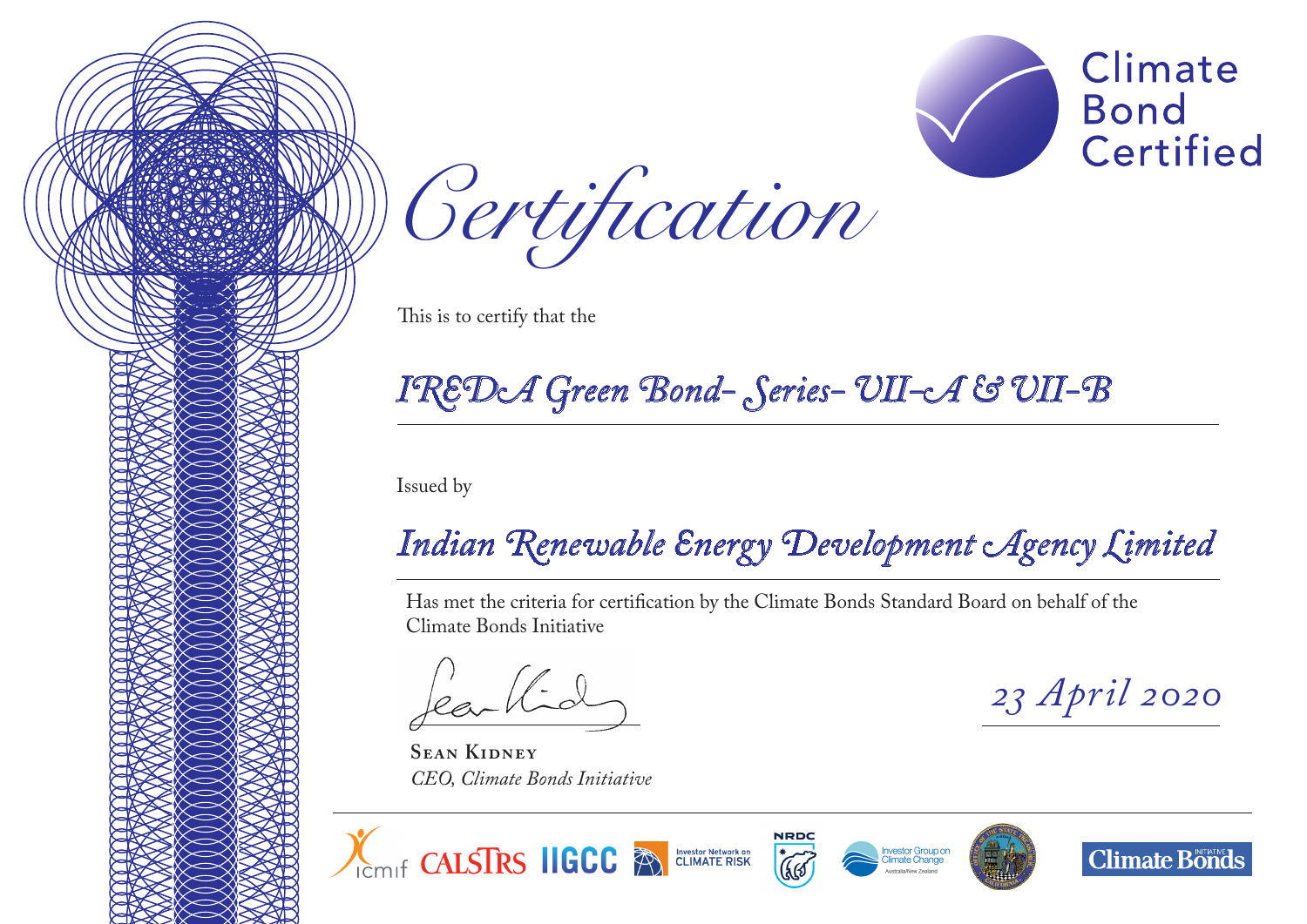Climate Bond Certified

# *Certification*

This is to certify that the

*IREDA Green Bond- Series- VII-A & VII-B*

Issued by

*Indian Renewable Energy Development Agency Limited*

Has met the criteria for certification by the Climate Bonds Standard Board on behalf of the Climate Bonds Initiative

*23 April 2020*

**Sean Kidney**
*CEO, Climate Bonds Initiative*

ICMIF CALSTRS IIGCC Investor Network on CLIMATE RISK NRDC Investor Group on Climate Change Australia/New Zealand Climate Bonds Initiative